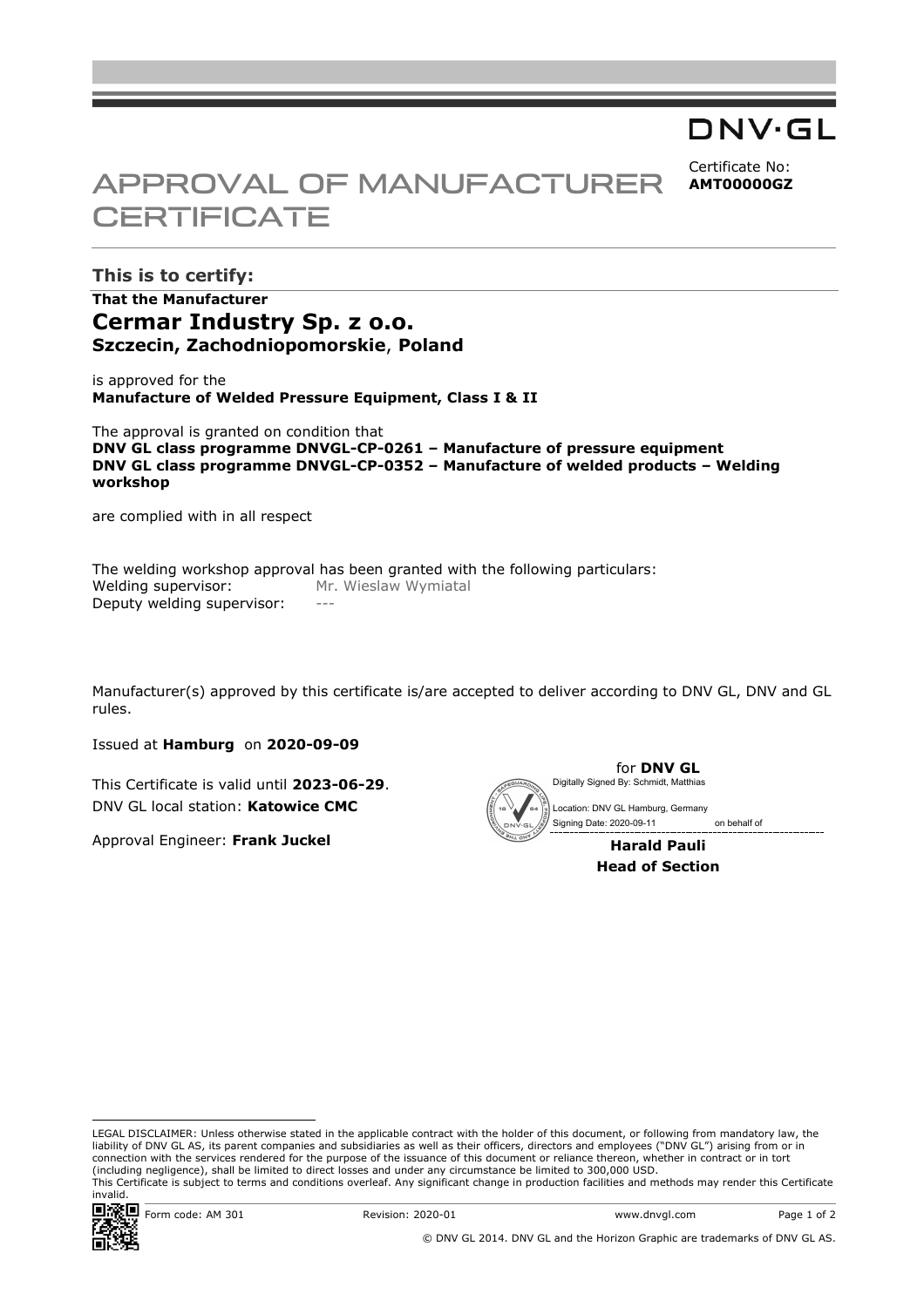DNV·GL

# APPROVAL OF MANUFACTURER CERTIFICATE

Certificate No:
**AMT00000GZ**

## This is to certify:

**That the Manufacturer**

## Cermar Industry Sp. z o.o.

**Szczecin, Zachodniopomorskie**, **Poland**

is approved for the
**Manufacture of Welded Pressure Equipment, Class I & II**

The approval is granted on condition that
**DNV GL class programme DNVGL-CP-0261 – Manufacture of pressure equipment**
**DNV GL class programme DNVGL-CP-0352 – Manufacture of welded products – Welding workshop**

are complied with in all respect

The welding workshop approval has been granted with the following particulars:

Welding supervisor: Mr. Wieslaw Wymiatal
Deputy welding supervisor: ---

Manufacturer(s) approved by this certificate is/are accepted to deliver according to DNV GL, DNV and GL rules.

Issued at **Hamburg** on **2020-09-09**

This Certificate is valid until **2023-06-29**.
DNV GL local station: **Katowice CMC**

Approval Engineer: **Frank Juckel**

for **DNV GL**
Digitally Signed By: Schmidt, Matthias
Location: DNV GL Hamburg, Germany
Signing Date: 2020-09-11 on behalf of

**Harald Pauli**
**Head of Section**

LEGAL DISCLAIMER: Unless otherwise stated in the applicable contract with the holder of this document, or following from mandatory law, the liability of DNV GL AS, its parent companies and subsidiaries as well as their officers, directors and employees ("DNV GL") arising from or in connection with the services rendered for the purpose of the issuance of this document or reliance thereon, whether in contract or in tort (including negligence), shall be limited to direct losses and under any circumstance be limited to 300,000 USD.
This Certificate is subject to terms and conditions overleaf. Any significant change in production facilities and methods may render this Certificate invalid.

Form code: AM 301 Revision: 2020-01 www.dnvgl.com

© DNV GL 2014. DNV GL and the Horizon Graphic are trademarks of DNV GL AS.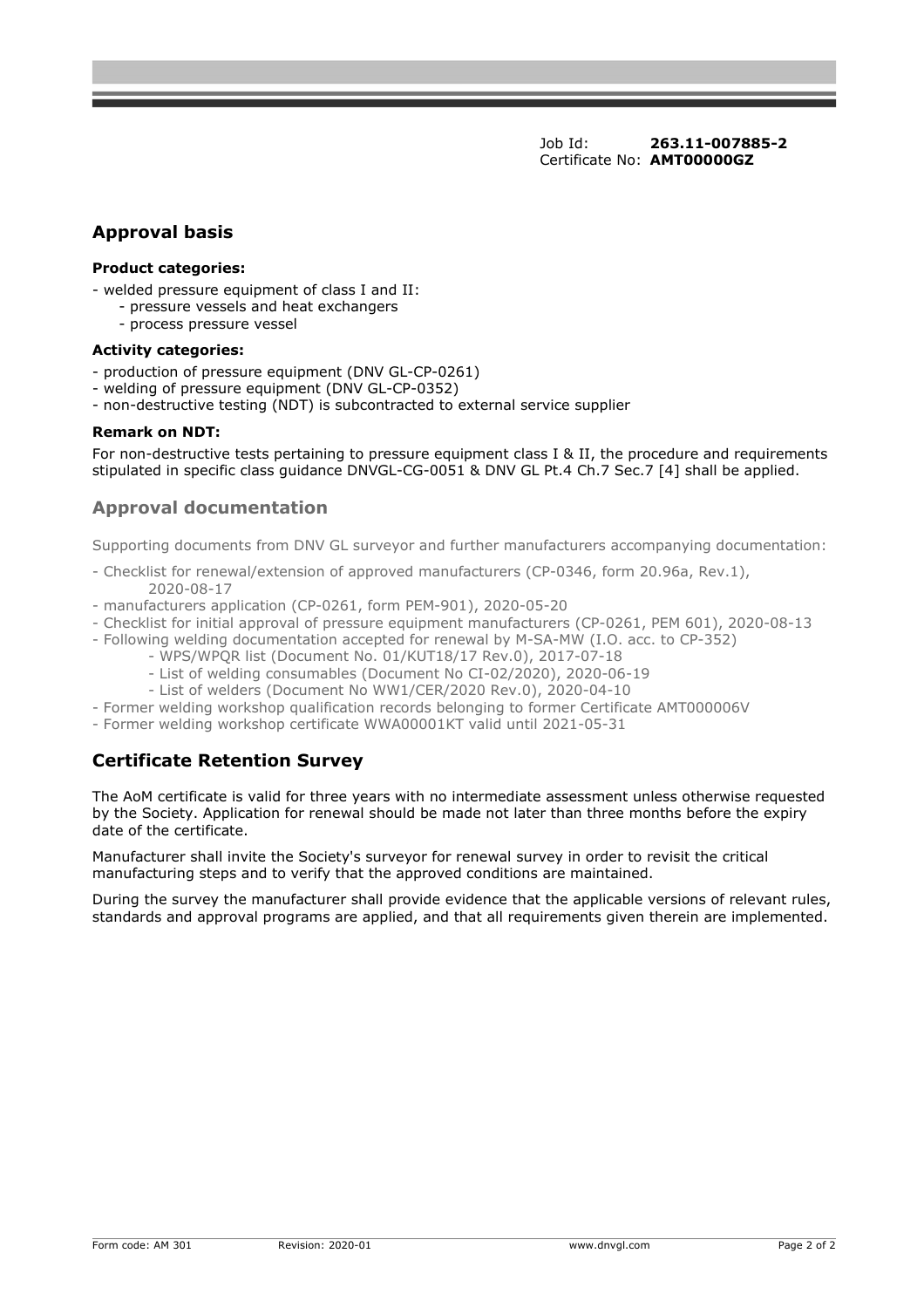Job Id: **263.11-007885-2**
Certificate No: **AMT00000GZ**

## Approval basis

**Product categories:**

- welded pressure equipment of class I and II:
  - pressure vessels and heat exchangers
  - process pressure vessel

**Activity categories:**

- production of pressure equipment (DNV GL-CP-0261)
- welding of pressure equipment (DNV GL-CP-0352)
- non-destructive testing (NDT) is subcontracted to external service supplier

**Remark on NDT:**

For non-destructive tests pertaining to pressure equipment class I & II, the procedure and requirements stipulated in specific class guidance DNVGL-CG-0051 & DNV GL Pt.4 Ch.7 Sec.7 [4] shall be applied.

## Approval documentation

Supporting documents from DNV GL surveyor and further manufacturers accompanying documentation:

- Checklist for renewal/extension of approved manufacturers (CP-0346, form 20.96a, Rev.1), 2020-08-17
- manufacturers application (CP-0261, form PEM-901), 2020-05-20
- Checklist for initial approval of pressure equipment manufacturers (CP-0261, PEM 601), 2020-08-13
- Following welding documentation accepted for renewal by M-SA-MW (I.O. acc. to CP-352)
  - WPS/WPQR list (Document No. 01/KUT18/17 Rev.0), 2017-07-18
  - List of welding consumables (Document No CI-02/2020), 2020-06-19
  - List of welders (Document No WW1/CER/2020 Rev.0), 2020-04-10
- Former welding workshop qualification records belonging to former Certificate AMT000006V
- Former welding workshop certificate WWA00001KT valid until 2021-05-31

## Certificate Retention Survey

The AoM certificate is valid for three years with no intermediate assessment unless otherwise requested by the Society. Application for renewal should be made not later than three months before the expiry date of the certificate.

Manufacturer shall invite the Society's surveyor for renewal survey in order to revisit the critical manufacturing steps and to verify that the approved conditions are maintained.

During the survey the manufacturer shall provide evidence that the applicable versions of relevant rules, standards and approval programs are applied, and that all requirements given therein are implemented.